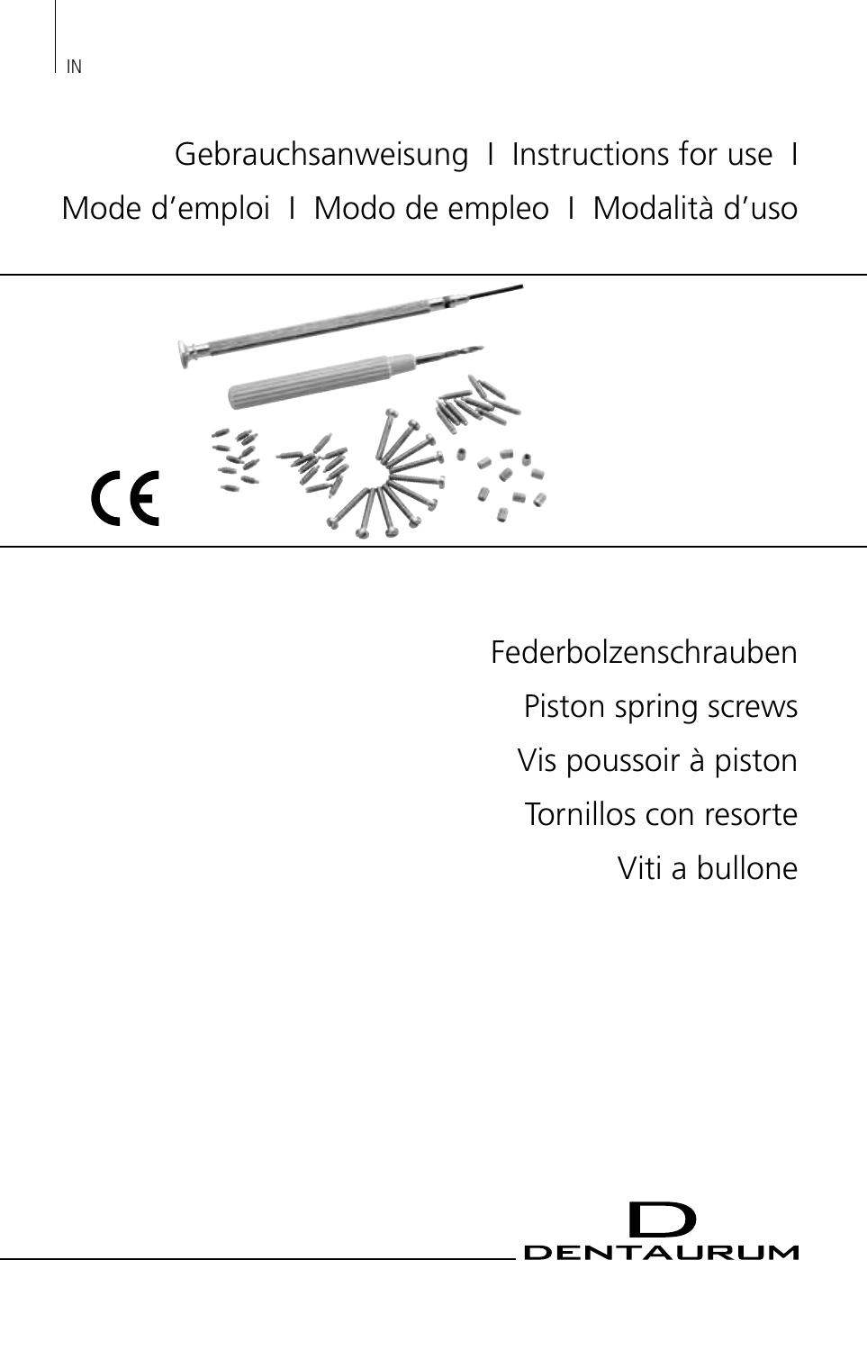IN

Gebrauchsanweisung I Instructions for use I
Mode d'emploi I Modo de empleo I Modalità d'uso

Federbolzenschrauben
Piston spring screws
Vis poussoir à piston
Tornillos con resorte
Viti a bullone

DENTAURUM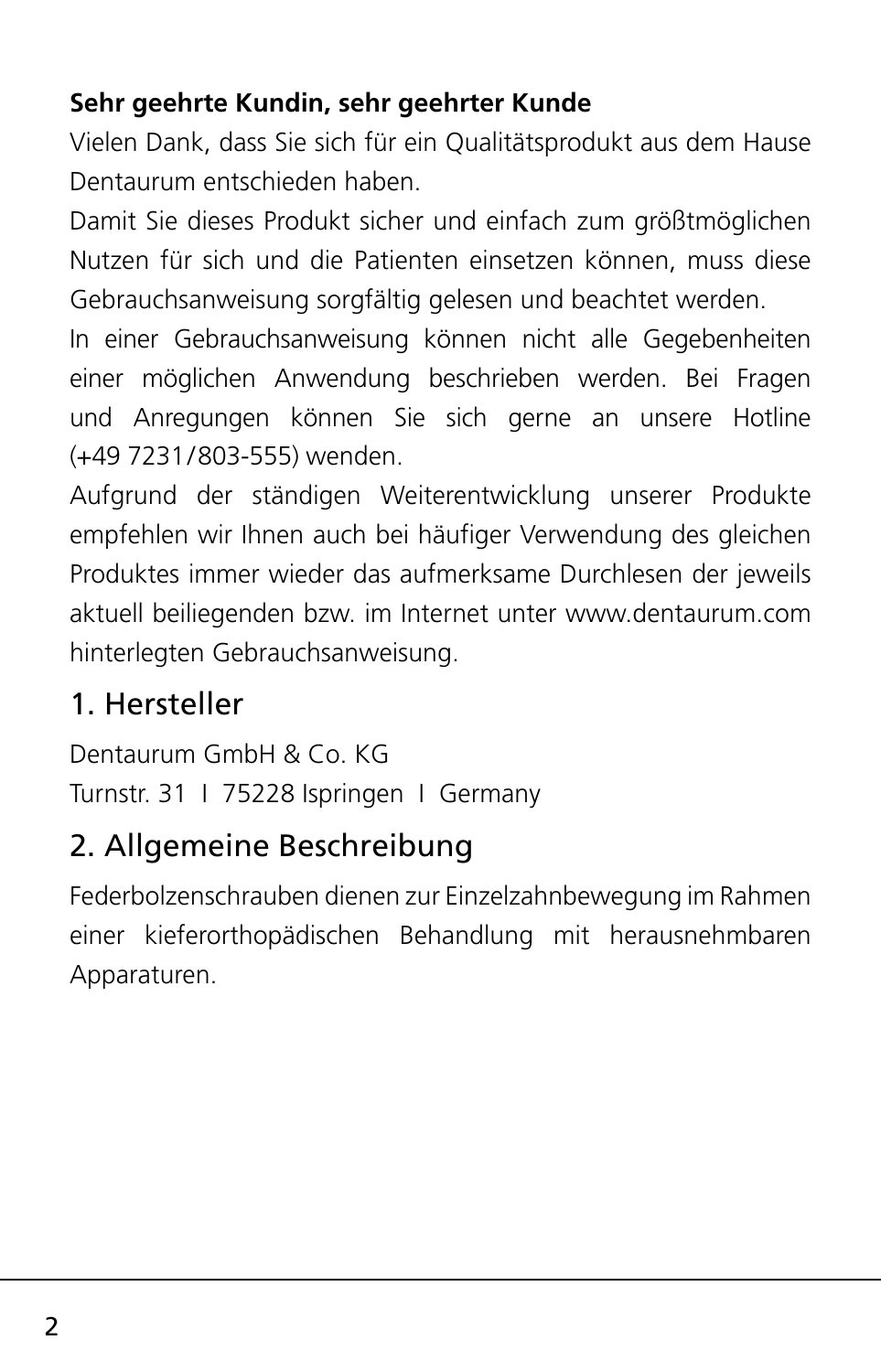**Sehr geehrte Kundin, sehr geehrter Kunde**

Vielen Dank, dass Sie sich für ein Qualitätsprodukt aus dem Hause Dentaurum entschieden haben.

Damit Sie dieses Produkt sicher und einfach zum größtmöglichen Nutzen für sich und die Patienten einsetzen können, muss diese Gebrauchsanweisung sorgfältig gelesen und beachtet werden.

In einer Gebrauchsanweisung können nicht alle Gegebenheiten einer möglichen Anwendung beschrieben werden. Bei Fragen und Anregungen können Sie sich gerne an unsere Hotline (+49 7231/803-555) wenden.

Aufgrund der ständigen Weiterentwicklung unserer Produkte empfehlen wir Ihnen auch bei häufiger Verwendung des gleichen Produktes immer wieder das aufmerksame Durchlesen der jeweils aktuell beiliegenden bzw. im Internet unter www.dentaurum.com hinterlegten Gebrauchsanweisung.

## 1. Hersteller

Dentaurum GmbH & Co. KG
Turnstr. 31 I 75228 Ispringen I Germany

## 2. Allgemeine Beschreibung

Federbolzenschrauben dienen zur Einzelzahnbewegung im Rahmen einer kieferorthopädischen Behandlung mit herausnehmbaren Apparaturen.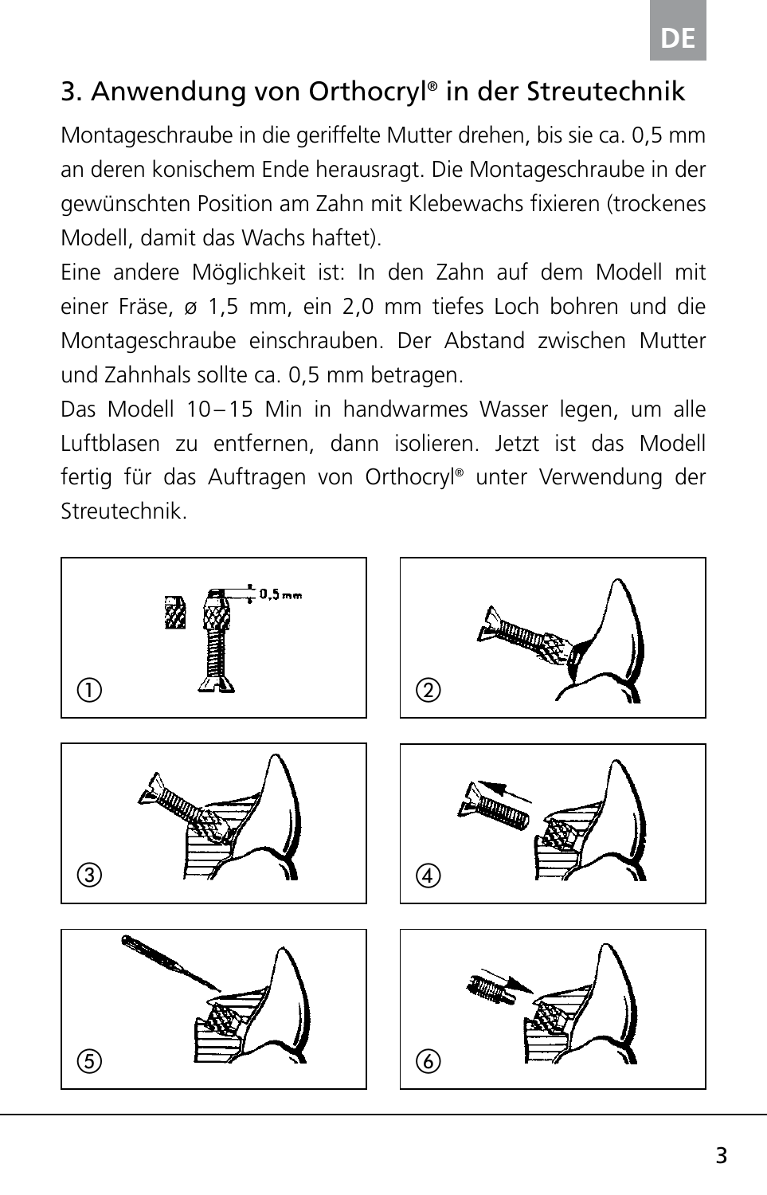## 3. Anwendung von Orthocryl® in der Streutechnik

Montageschraube in die geriffelte Mutter drehen, bis sie ca. 0,5 mm an deren konischem Ende herausragt. Die Montageschraube in der gewünschten Position am Zahn mit Klebewachs fixieren (trockenes Modell, damit das Wachs haftet).

Eine andere Möglichkeit ist: In den Zahn auf dem Modell mit einer Fräse, ø 1,5 mm, ein 2,0 mm tiefes Loch bohren und die Montageschraube einschrauben. Der Abstand zwischen Mutter und Zahnhals sollte ca. 0,5 mm betragen.

Das Modell 10 – 15 Min in handwarmes Wasser legen, um alle Luftblasen zu entfernen, dann isolieren. Jetzt ist das Modell fertig für das Auftragen von Orthocryl® unter Verwendung der Streutechnik.

0,5 mm

①

②

③

④

⑤

⑥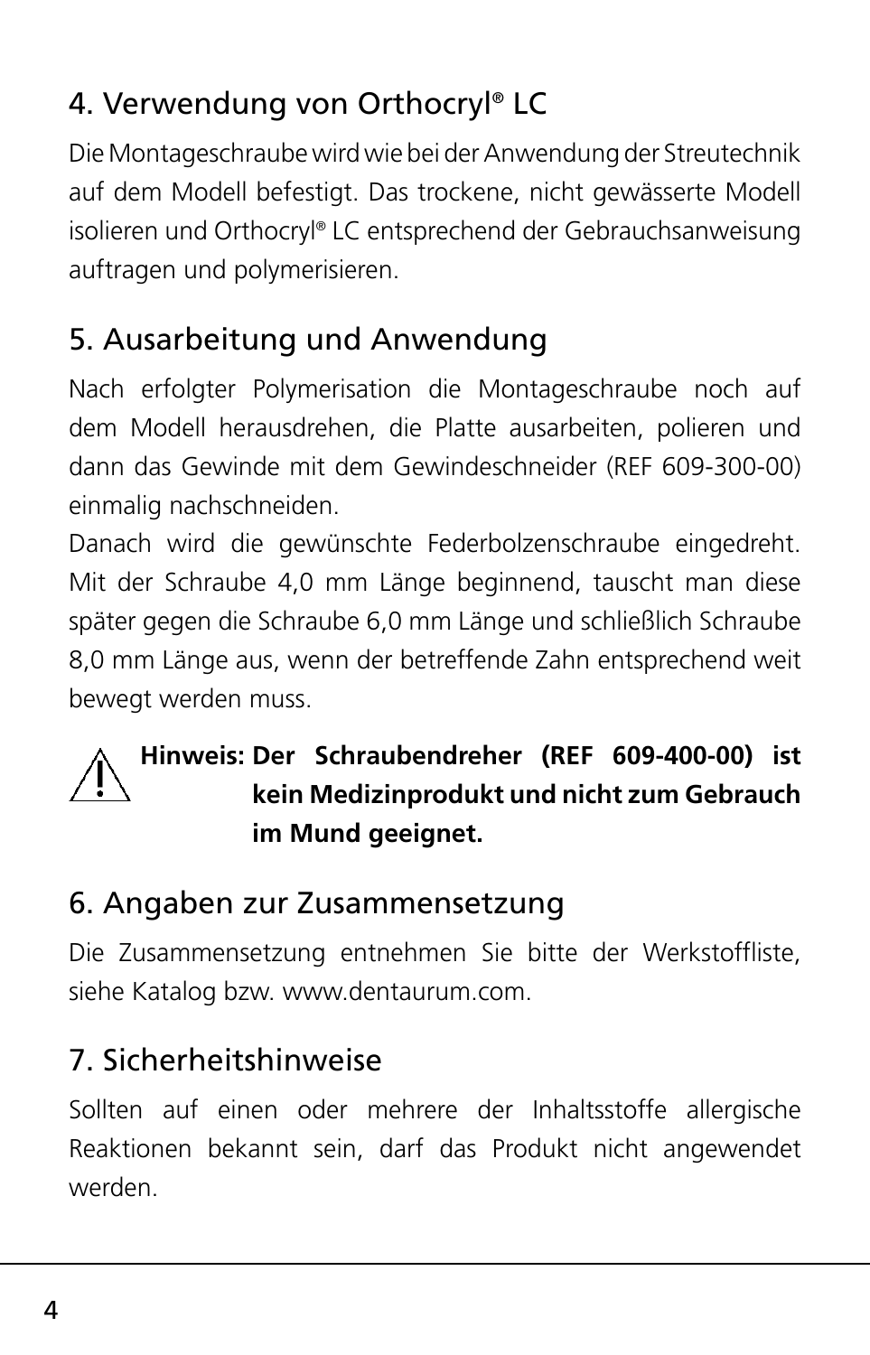## 4. Verwendung von Orthocryl® LC

Die Montageschraube wird wie bei der Anwendung der Streutechnik auf dem Modell befestigt. Das trockene, nicht gewässerte Modell isolieren und Orthocryl® LC entsprechend der Gebrauchsanweisung auftragen und polymerisieren.

## 5. Ausarbeitung und Anwendung

Nach erfolgter Polymerisation die Montageschraube noch auf dem Modell herausdrehen, die Platte ausarbeiten, polieren und dann das Gewinde mit dem Gewindeschneider (REF 609-300-00) einmalig nachschneiden.

Danach wird die gewünschte Federbolzenschraube eingedreht. Mit der Schraube 4,0 mm Länge beginnend, tauscht man diese später gegen die Schraube 6,0 mm Länge und schließlich Schraube 8,0 mm Länge aus, wenn der betreffende Zahn entsprechend weit bewegt werden muss.

**Hinweis: Der Schraubendreher (REF 609-400-00) ist kein Medizinprodukt und nicht zum Gebrauch im Mund geeignet.**

## 6. Angaben zur Zusammensetzung

Die Zusammensetzung entnehmen Sie bitte der Werkstoffliste, siehe Katalog bzw. www.dentaurum.com.

## 7. Sicherheitshinweise

Sollten auf einen oder mehrere der Inhaltsstoffe allergische Reaktionen bekannt sein, darf das Produkt nicht angewendet werden.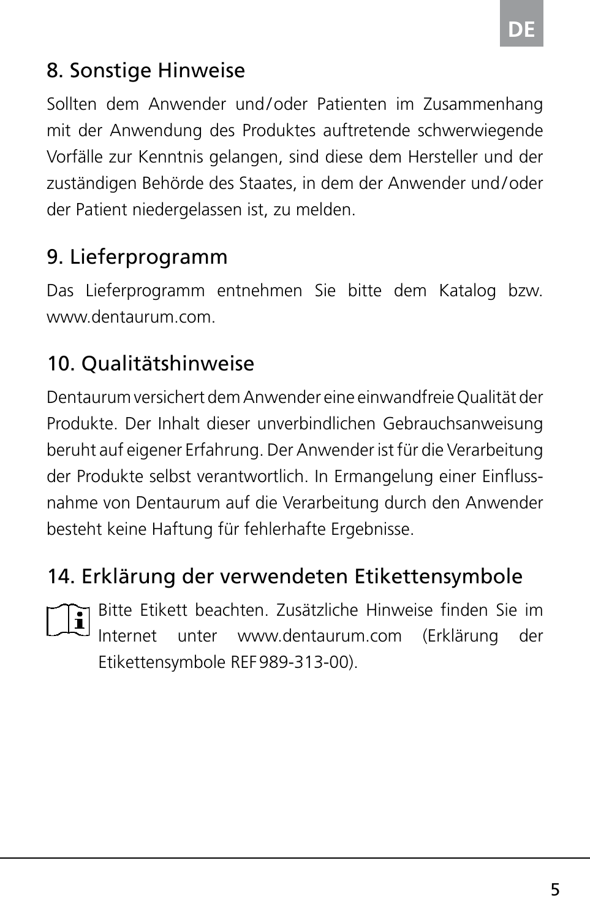## 8. Sonstige Hinweise

Sollten dem Anwender und/oder Patienten im Zusammenhang mit der Anwendung des Produktes auftretende schwerwiegende Vorfälle zur Kenntnis gelangen, sind diese dem Hersteller und der zuständigen Behörde des Staates, in dem der Anwender und/oder der Patient niedergelassen ist, zu melden.

## 9. Lieferprogramm

Das Lieferprogramm entnehmen Sie bitte dem Katalog bzw. www.dentaurum.com.

## 10. Qualitätshinweise

Dentaurum versichert dem Anwender eine einwandfreie Qualität der Produkte. Der Inhalt dieser unverbindlichen Gebrauchsanweisung beruht auf eigener Erfahrung. Der Anwender ist für die Verarbeitung der Produkte selbst verantwortlich. In Ermangelung einer Einflussnahme von Dentaurum auf die Verarbeitung durch den Anwender besteht keine Haftung für fehlerhafte Ergebnisse.

## 14. Erklärung der verwendeten Etikettensymbole

Bitte Etikett beachten. Zusätzliche Hinweise finden Sie im Internet unter www.dentaurum.com (Erklärung der Etikettensymbole REF 989-313-00).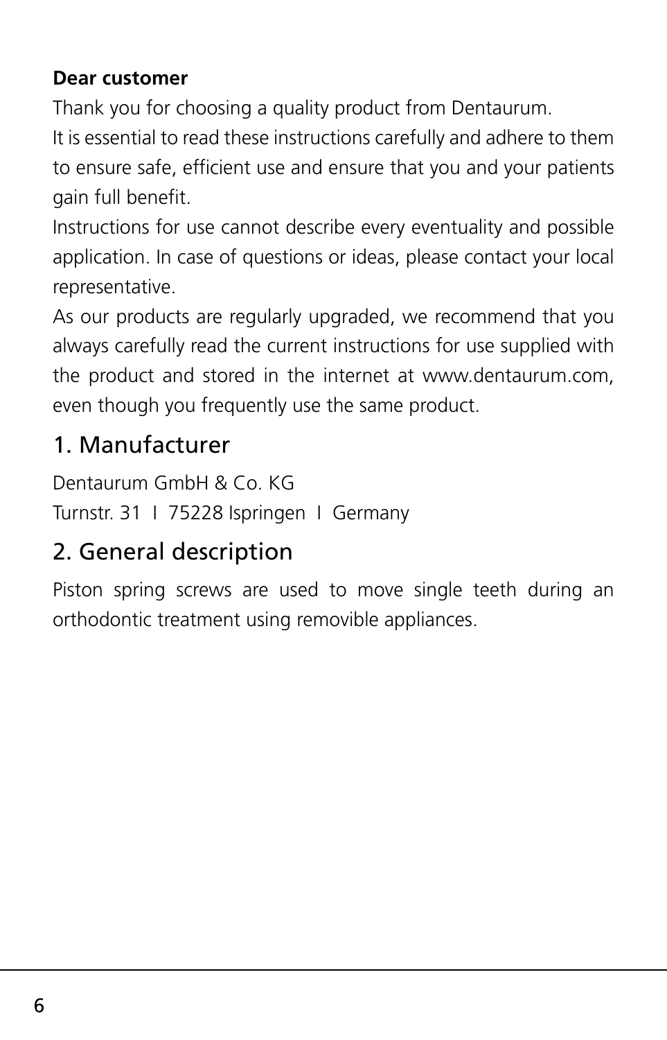**Dear customer**

Thank you for choosing a quality product from Dentaurum.

It is essential to read these instructions carefully and adhere to them to ensure safe, efficient use and ensure that you and your patients gain full benefit.

Instructions for use cannot describe every eventuality and possible application. In case of questions or ideas, please contact your local representative.

As our products are regularly upgraded, we recommend that you always carefully read the current instructions for use supplied with the product and stored in the internet at www.dentaurum.com, even though you frequently use the same product.

## 1. Manufacturer

Dentaurum GmbH & Co. KG
Turnstr. 31 I 75228 Ispringen I Germany

## 2. General description

Piston spring screws are used to move single teeth during an orthodontic treatment using removible appliances.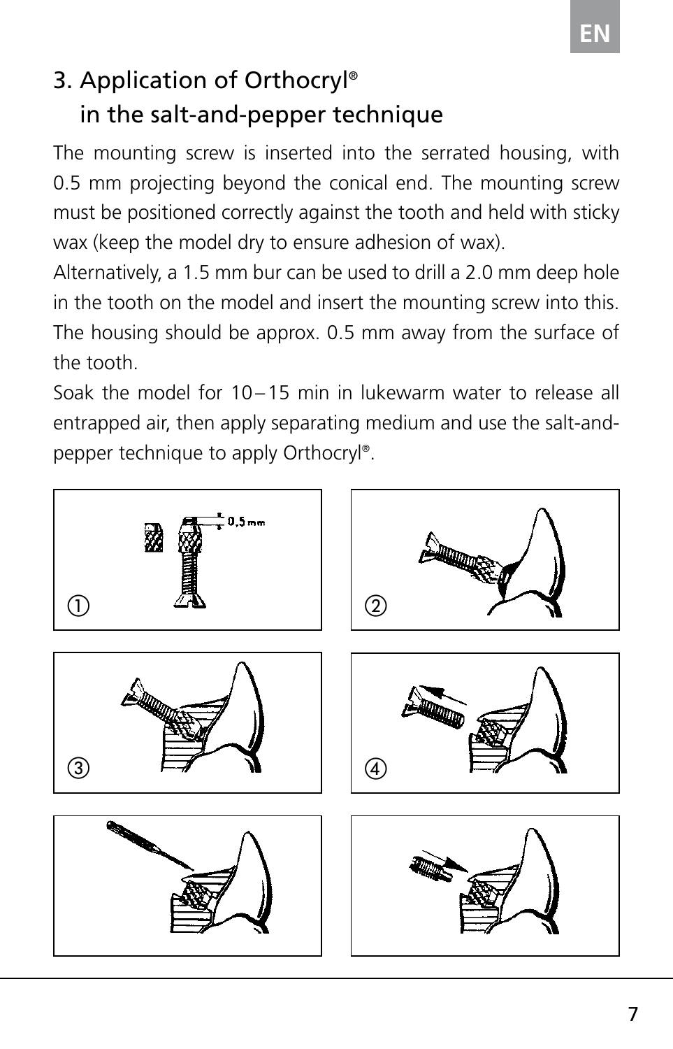## 3. Application of Orthocryl® in the salt-and-pepper technique

The mounting screw is inserted into the serrated housing, with 0.5 mm projecting beyond the conical end. The mounting screw must be positioned correctly against the tooth and held with sticky wax (keep the model dry to ensure adhesion of wax).

Alternatively, a 1.5 mm bur can be used to drill a 2.0 mm deep hole in the tooth on the model and insert the mounting screw into this. The housing should be approx. 0.5 mm away from the surface of the tooth.

Soak the model for 10 – 15 min in lukewarm water to release all entrapped air, then apply separating medium and use the salt-and-pepper technique to apply Orthocryl®.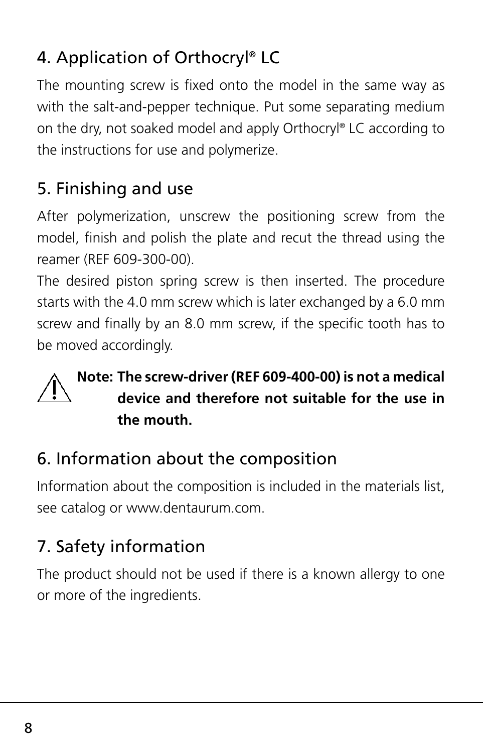## 4. Application of Orthocryl® LC

The mounting screw is fixed onto the model in the same way as with the salt-and-pepper technique. Put some separating medium on the dry, not soaked model and apply Orthocryl® LC according to the instructions for use and polymerize.

## 5. Finishing and use

After polymerization, unscrew the positioning screw from the model, finish and polish the plate and recut the thread using the reamer (REF 609-300-00).

The desired piston spring screw is then inserted. The procedure starts with the 4.0 mm screw which is later exchanged by a 6.0 mm screw and finally by an 8.0 mm screw, if the specific tooth has to be moved accordingly.

⚠ **Note: The screw-driver (REF 609-400-00) is not a medical device and therefore not suitable for the use in the mouth.**

## 6. Information about the composition

Information about the composition is included in the materials list, see catalog or www.dentaurum.com.

## 7. Safety information

The product should not be used if there is a known allergy to one or more of the ingredients.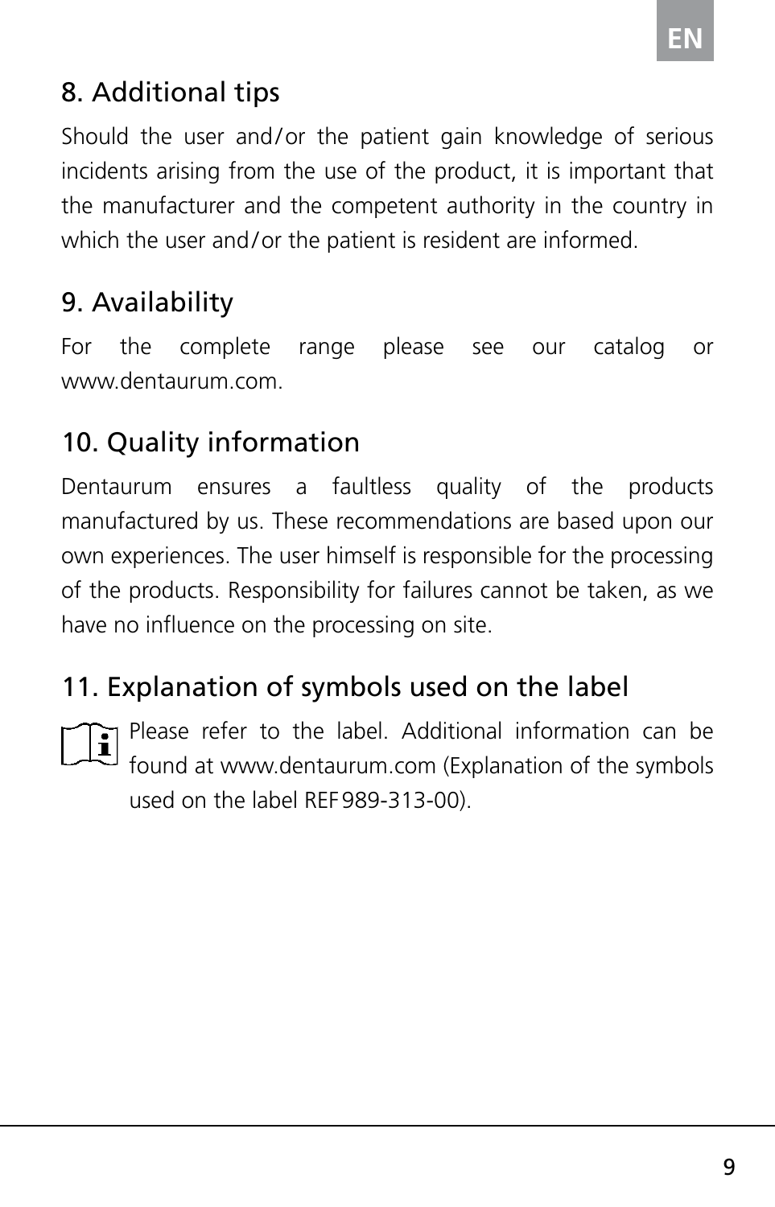## 8. Additional tips

Should the user and/or the patient gain knowledge of serious incidents arising from the use of the product, it is important that the manufacturer and the competent authority in the country in which the user and/or the patient is resident are informed.

## 9. Availability

For the complete range please see our catalog or www.dentaurum.com.

## 10. Quality information

Dentaurum ensures a faultless quality of the products manufactured by us. These recommendations are based upon our own experiences. The user himself is responsible for the processing of the products. Responsibility for failures cannot be taken, as we have no influence on the processing on site.

## 11. Explanation of symbols used on the label

Please refer to the label. Additional information can be found at www.dentaurum.com (Explanation of the symbols used on the label REF 989-313-00).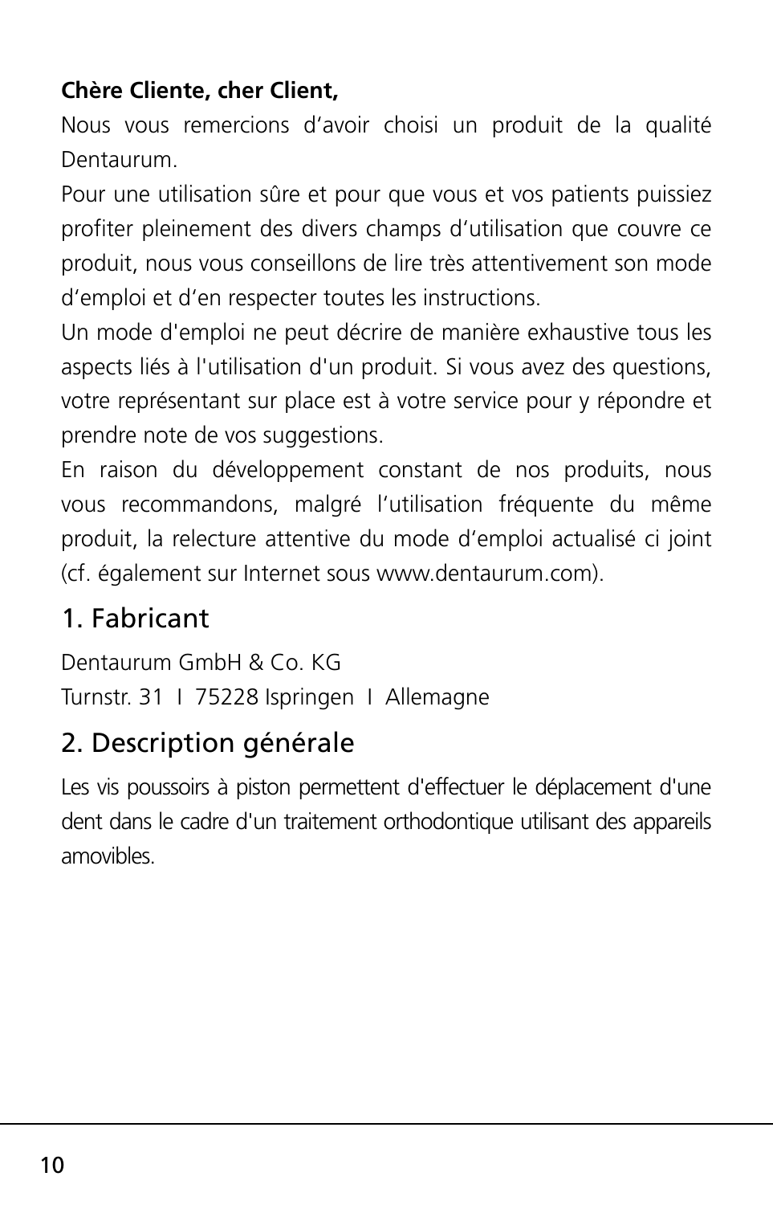**Chère Cliente, cher Client,**

Nous vous remercions d'avoir choisi un produit de la qualité Dentaurum.

Pour une utilisation sûre et pour que vous et vos patients puissiez profiter pleinement des divers champs d'utilisation que couvre ce produit, nous vous conseillons de lire très attentivement son mode d'emploi et d'en respecter toutes les instructions.

Un mode d'emploi ne peut décrire de manière exhaustive tous les aspects liés à l'utilisation d'un produit. Si vous avez des questions, votre représentant sur place est à votre service pour y répondre et prendre note de vos suggestions.

En raison du développement constant de nos produits, nous vous recommandons, malgré l'utilisation fréquente du même produit, la relecture attentive du mode d'emploi actualisé ci joint (cf. également sur Internet sous www.dentaurum.com).

## 1. Fabricant

Dentaurum GmbH & Co. KG
Turnstr. 31 I 75228 Ispringen I Allemagne

## 2. Description générale

Les vis poussoirs à piston permettent d'effectuer le déplacement d'une dent dans le cadre d'un traitement orthodontique utilisant des appareils amovibles.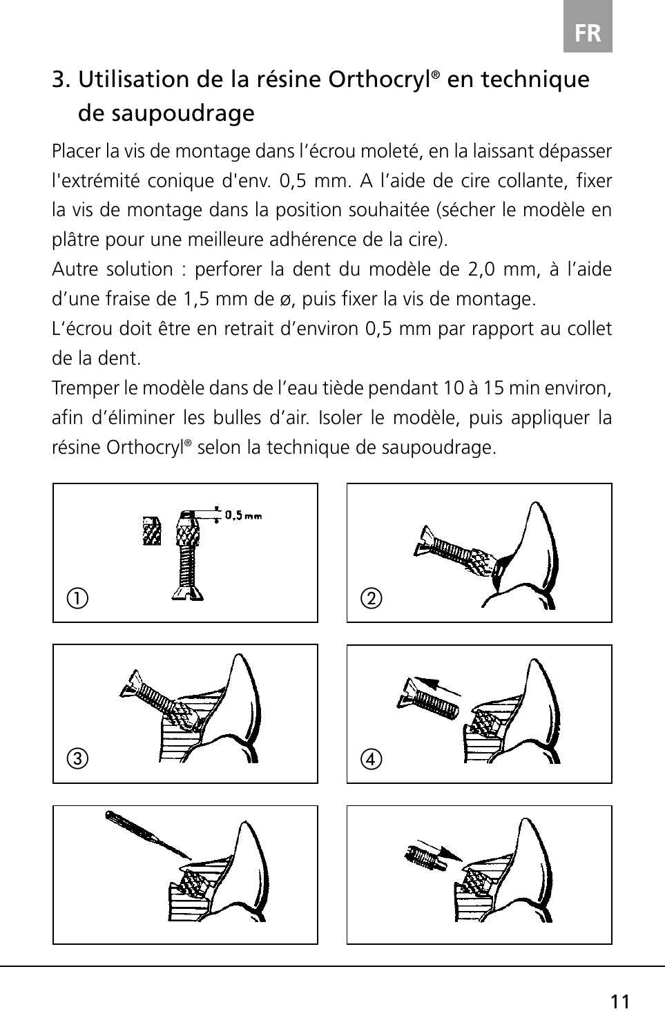## 3. Utilisation de la résine Orthocryl® en technique de saupoudrage

Placer la vis de montage dans l'écrou moleté, en la laissant dépasser l'extrémité conique d'env. 0,5 mm. A l'aide de cire collante, fixer la vis de montage dans la position souhaitée (sécher le modèle en plâtre pour une meilleure adhérence de la cire).
Autre solution : perforer la dent du modèle de 2,0 mm, à l'aide d'une fraise de 1,5 mm de ø, puis fixer la vis de montage.
L'écrou doit être en retrait d'environ 0,5 mm par rapport au collet de la dent.
Tremper le modèle dans de l'eau tiède pendant 10 à 15 min environ, afin d'éliminer les bulles d'air. Isoler le modèle, puis appliquer la résine Orthocryl® selon la technique de saupoudrage.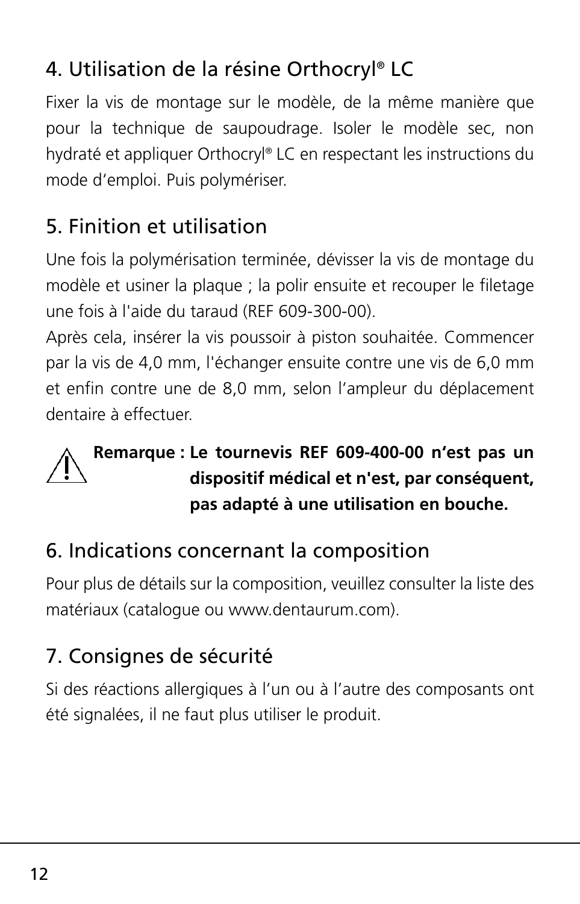## 4. Utilisation de la résine Orthocryl® LC

Fixer la vis de montage sur le modèle, de la même manière que pour la technique de saupoudrage. Isoler le modèle sec, non hydraté et appliquer Orthocryl® LC en respectant les instructions du mode d'emploi. Puis polymériser.

## 5. Finition et utilisation

Une fois la polymérisation terminée, dévisser la vis de montage du modèle et usiner la plaque ; la polir ensuite et recouper le filetage une fois à l'aide du taraud (REF 609-300-00).
Après cela, insérer la vis poussoir à piston souhaitée. Commencer par la vis de 4,0 mm, l'échanger ensuite contre une vis de 6,0 mm et enfin contre une de 8,0 mm, selon l'ampleur du déplacement dentaire à effectuer.

⚠ **Remarque : Le tournevis REF 609-400-00 n'est pas un dispositif médical et n'est, par conséquent, pas adapté à une utilisation en bouche.**

## 6. Indications concernant la composition

Pour plus de détails sur la composition, veuillez consulter la liste des matériaux (catalogue ou www.dentaurum.com).

## 7. Consignes de sécurité

Si des réactions allergiques à l'un ou à l'autre des composants ont été signalées, il ne faut plus utiliser le produit.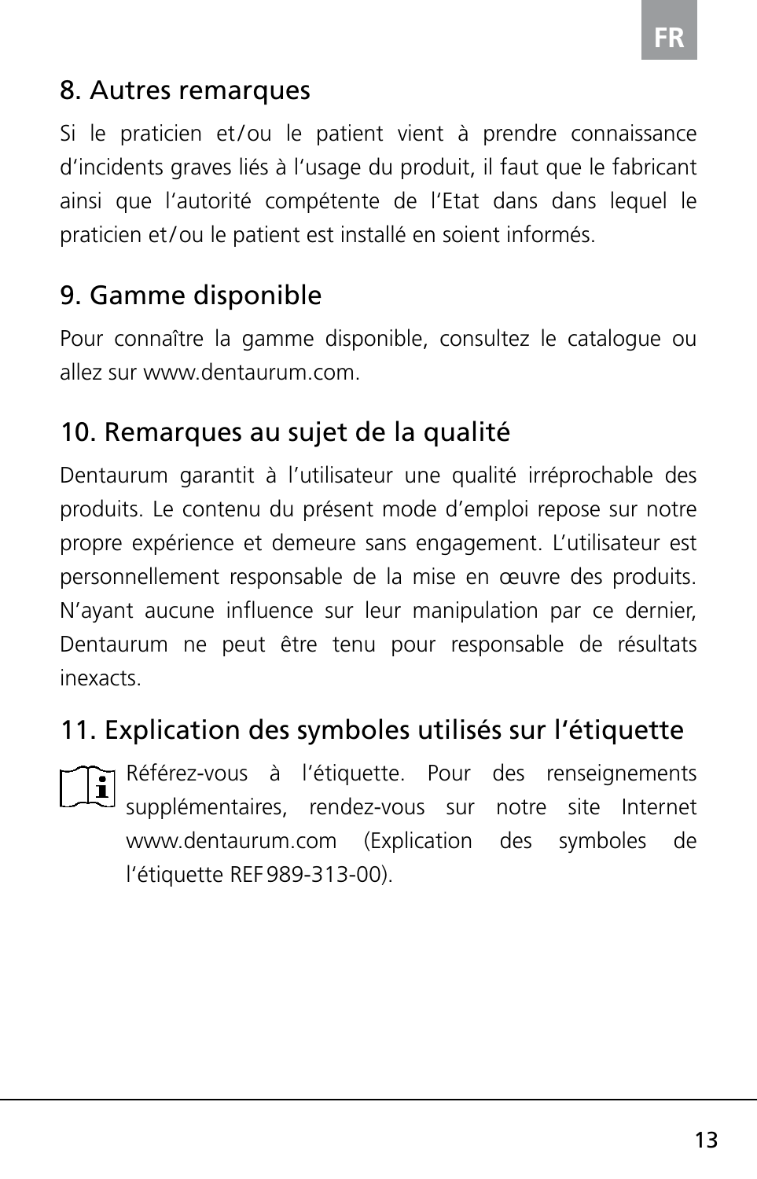## 8. Autres remarques

Si le praticien et/ou le patient vient à prendre connaissance d'incidents graves liés à l'usage du produit, il faut que le fabricant ainsi que l'autorité compétente de l'Etat dans dans lequel le praticien et/ou le patient est installé en soient informés.

## 9. Gamme disponible

Pour connaître la gamme disponible, consultez le catalogue ou allez sur www.dentaurum.com.

## 10. Remarques au sujet de la qualité

Dentaurum garantit à l'utilisateur une qualité irréprochable des produits. Le contenu du présent mode d'emploi repose sur notre propre expérience et demeure sans engagement. L'utilisateur est personnellement responsable de la mise en œuvre des produits. N'ayant aucune influence sur leur manipulation par ce dernier, Dentaurum ne peut être tenu pour responsable de résultats inexacts.

## 11. Explication des symboles utilisés sur l'étiquette

Référez-vous à l'étiquette. Pour des renseignements supplémentaires, rendez-vous sur notre site Internet www.dentaurum.com (Explication des symboles de l'étiquette REF 989-313-00).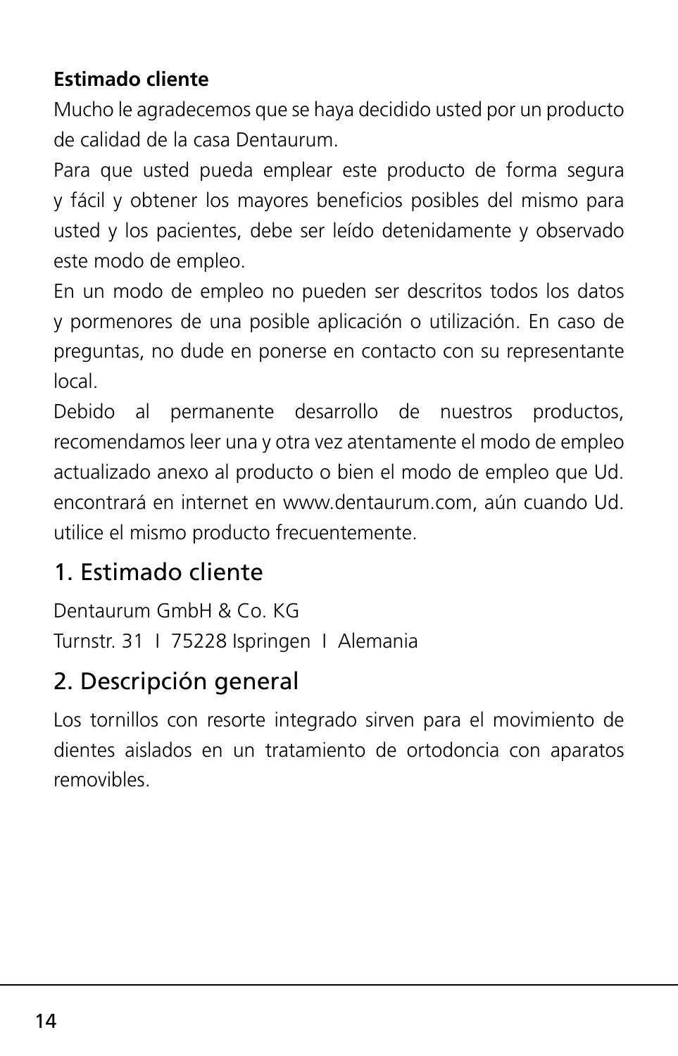**Estimado cliente**

Mucho le agradecemos que se haya decidido usted por un producto de calidad de la casa Dentaurum.

Para que usted pueda emplear este producto de forma segura y fácil y obtener los mayores beneficios posibles del mismo para usted y los pacientes, debe ser leído detenidamente y observado este modo de empleo.

En un modo de empleo no pueden ser descritos todos los datos y pormenores de una posible aplicación o utilización. En caso de preguntas, no dude en ponerse en contacto con su representante local.

Debido al permanente desarrollo de nuestros productos, recomendamos leer una y otra vez atentamente el modo de empleo actualizado anexo al producto o bien el modo de empleo que Ud. encontrará en internet en www.dentaurum.com, aún cuando Ud. utilice el mismo producto frecuentemente.

## 1. Estimado cliente

Dentaurum GmbH & Co. KG
Turnstr. 31 I 75228 Ispringen I Alemania

## 2. Descripción general

Los tornillos con resorte integrado sirven para el movimiento de dientes aislados en un tratamiento de ortodoncia con aparatos removibles.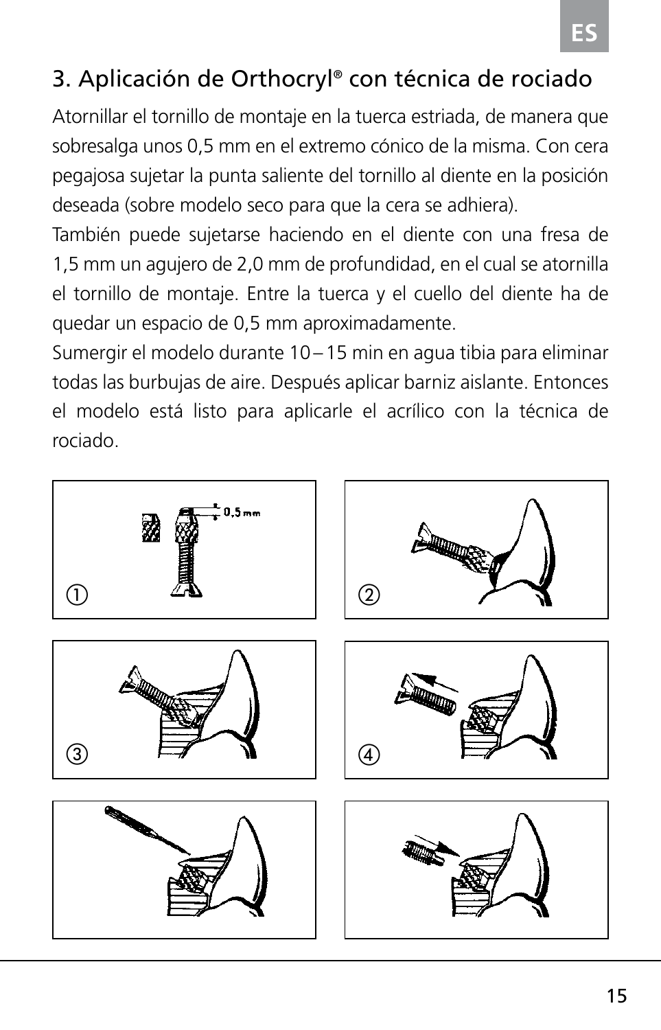## 3. Aplicación de Orthocryl® con técnica de rociado

Atornillar el tornillo de montaje en la tuerca estriada, de manera que sobresalga unos 0,5 mm en el extremo cónico de la misma. Con cera pegajosa sujetar la punta saliente del tornillo al diente en la posición deseada (sobre modelo seco para que la cera se adhiera).

También puede sujetarse haciendo en el diente con una fresa de 1,5 mm un agujero de 2,0 mm de profundidad, en el cual se atornilla el tornillo de montaje. Entre la tuerca y el cuello del diente ha de quedar un espacio de 0,5 mm aproximadamente.

Sumergir el modelo durante 10 – 15 min en agua tibia para eliminar todas las burbujas de aire. Después aplicar barniz aislante. Entonces el modelo está listo para aplicarle el acrílico con la técnica de rociado.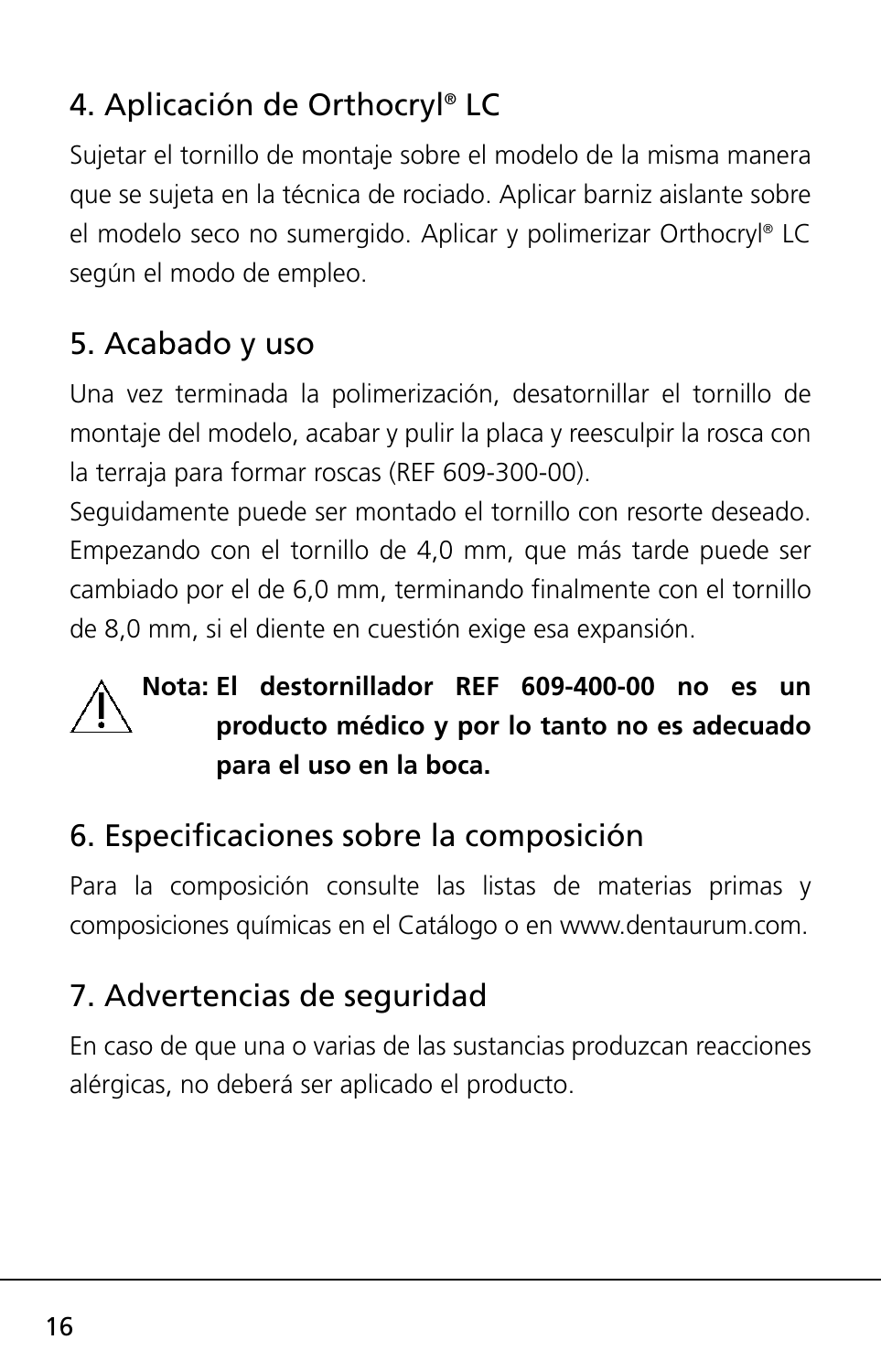## 4. Aplicación de Orthocryl® LC

Sujetar el tornillo de montaje sobre el modelo de la misma manera que se sujeta en la técnica de rociado. Aplicar barniz aislante sobre el modelo seco no sumergido. Aplicar y polimerizar Orthocryl® LC según el modo de empleo.

## 5. Acabado y uso

Una vez terminada la polimerización, desatornillar el tornillo de montaje del modelo, acabar y pulir la placa y reesculpir la rosca con la terraja para formar roscas (REF 609-300-00).
Seguidamente puede ser montado el tornillo con resorte deseado. Empezando con el tornillo de 4,0 mm, que más tarde puede ser cambiado por el de 6,0 mm, terminando finalmente con el tornillo de 8,0 mm, si el diente en cuestión exige esa expansión.

⚠ **Nota: El destornillador REF 609-400-00 no es un producto médico y por lo tanto no es adecuado para el uso en la boca.**

## 6. Especificaciones sobre la composición

Para la composición consulte las listas de materias primas y composiciones químicas en el Catálogo o en www.dentaurum.com.

## 7. Advertencias de seguridad

En caso de que una o varias de las sustancias produzcan reacciones alérgicas, no deberá ser aplicado el producto.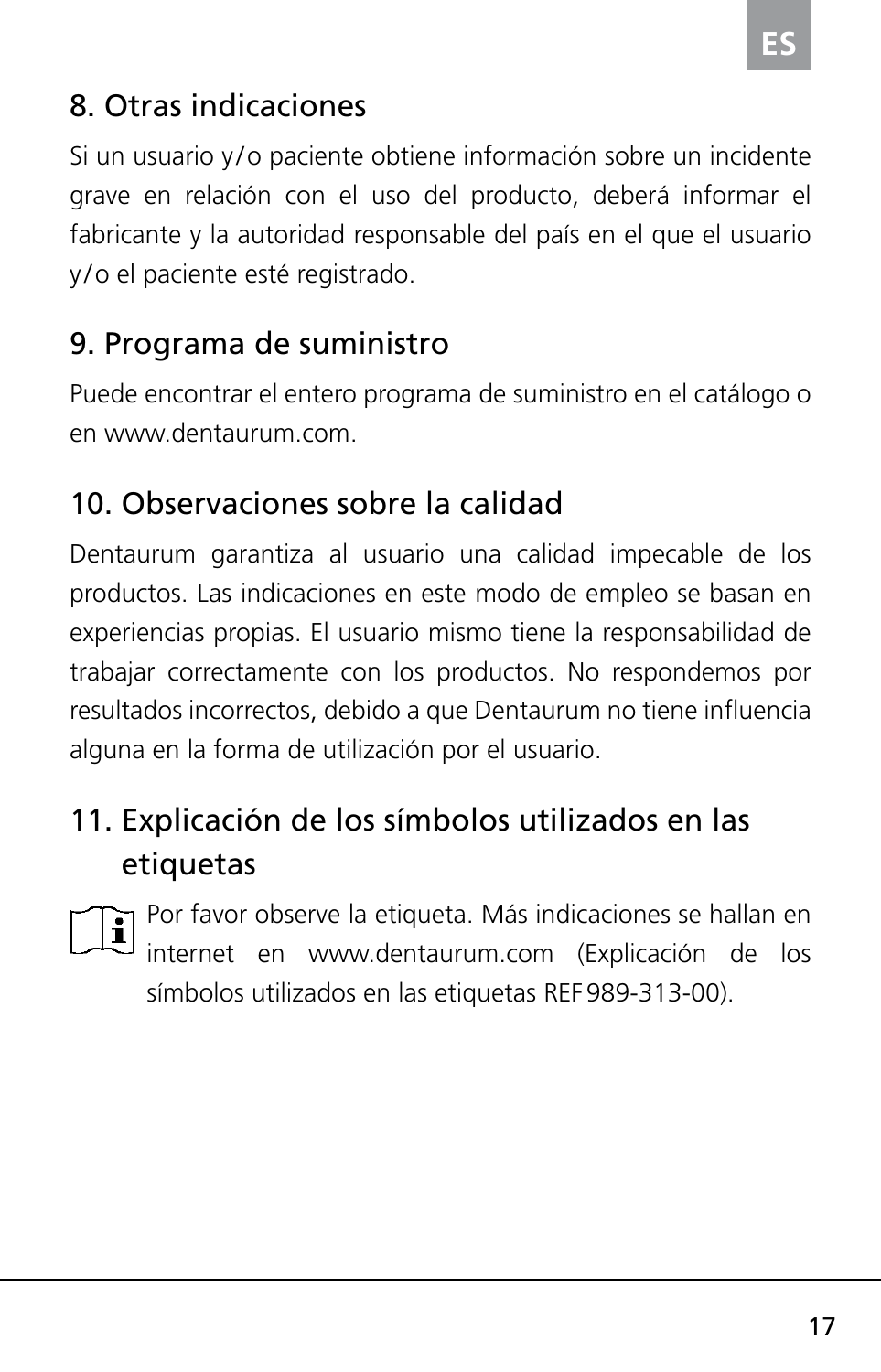## 8. Otras indicaciones

Si un usuario y/o paciente obtiene información sobre un incidente grave en relación con el uso del producto, deberá informar el fabricante y la autoridad responsable del país en el que el usuario y/o el paciente esté registrado.

## 9. Programa de suministro

Puede encontrar el entero programa de suministro en el catálogo o en www.dentaurum.com.

## 10. Observaciones sobre la calidad

Dentaurum garantiza al usuario una calidad impecable de los productos. Las indicaciones en este modo de empleo se basan en experiencias propias. El usuario mismo tiene la responsabilidad de trabajar correctamente con los productos. No respondemos por resultados incorrectos, debido a que Dentaurum no tiene influencia alguna en la forma de utilización por el usuario.

## 11. Explicación de los símbolos utilizados en las etiquetas

Por favor observe la etiqueta. Más indicaciones se hallan en internet en www.dentaurum.com (Explicación de los símbolos utilizados en las etiquetas REF 989-313-00).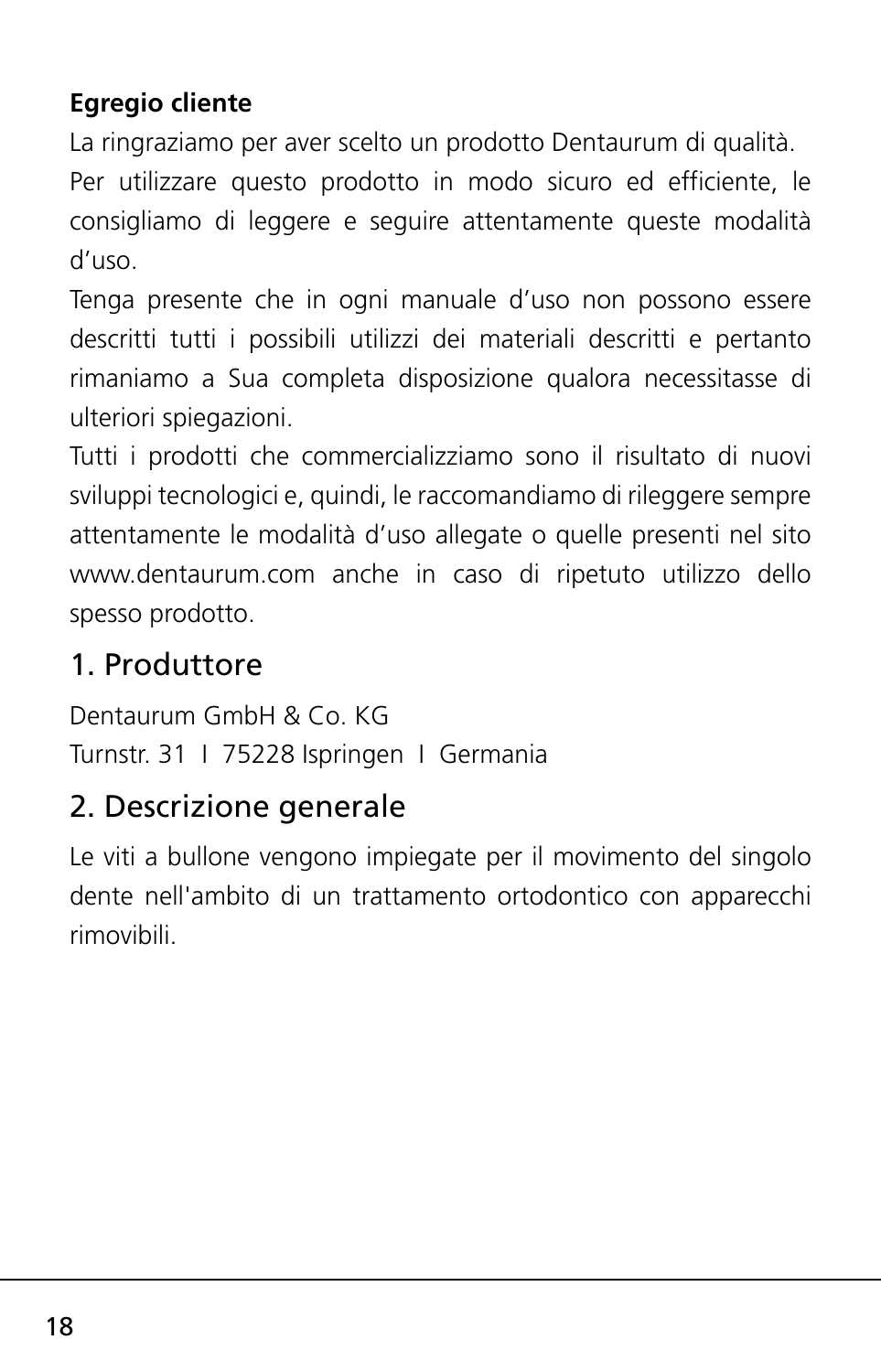**Egregio cliente**

La ringraziamo per aver scelto un prodotto Dentaurum di qualità.

Per utilizzare questo prodotto in modo sicuro ed efficiente, le consigliamo di leggere e seguire attentamente queste modalità d’uso.

Tenga presente che in ogni manuale d’uso non possono essere descritti tutti i possibili utilizzi dei materiali descritti e pertanto rimaniamo a Sua completa disposizione qualora necessitasse di ulteriori spiegazioni.

Tutti i prodotti che commercializziamo sono il risultato di nuovi sviluppi tecnologici e, quindi, le raccomandiamo di rileggere sempre attentamente le modalità d’uso allegate o quelle presenti nel sito www.dentaurum.com anche in caso di ripetuto utilizzo dello spesso prodotto.

## 1. Produttore

Dentaurum GmbH & Co. KG
Turnstr. 31 I 75228 Ispringen I Germania

## 2. Descrizione generale

Le viti a bullone vengono impiegate per il movimento del singolo dente nell'ambito di un trattamento ortodontico con apparecchi rimovibili.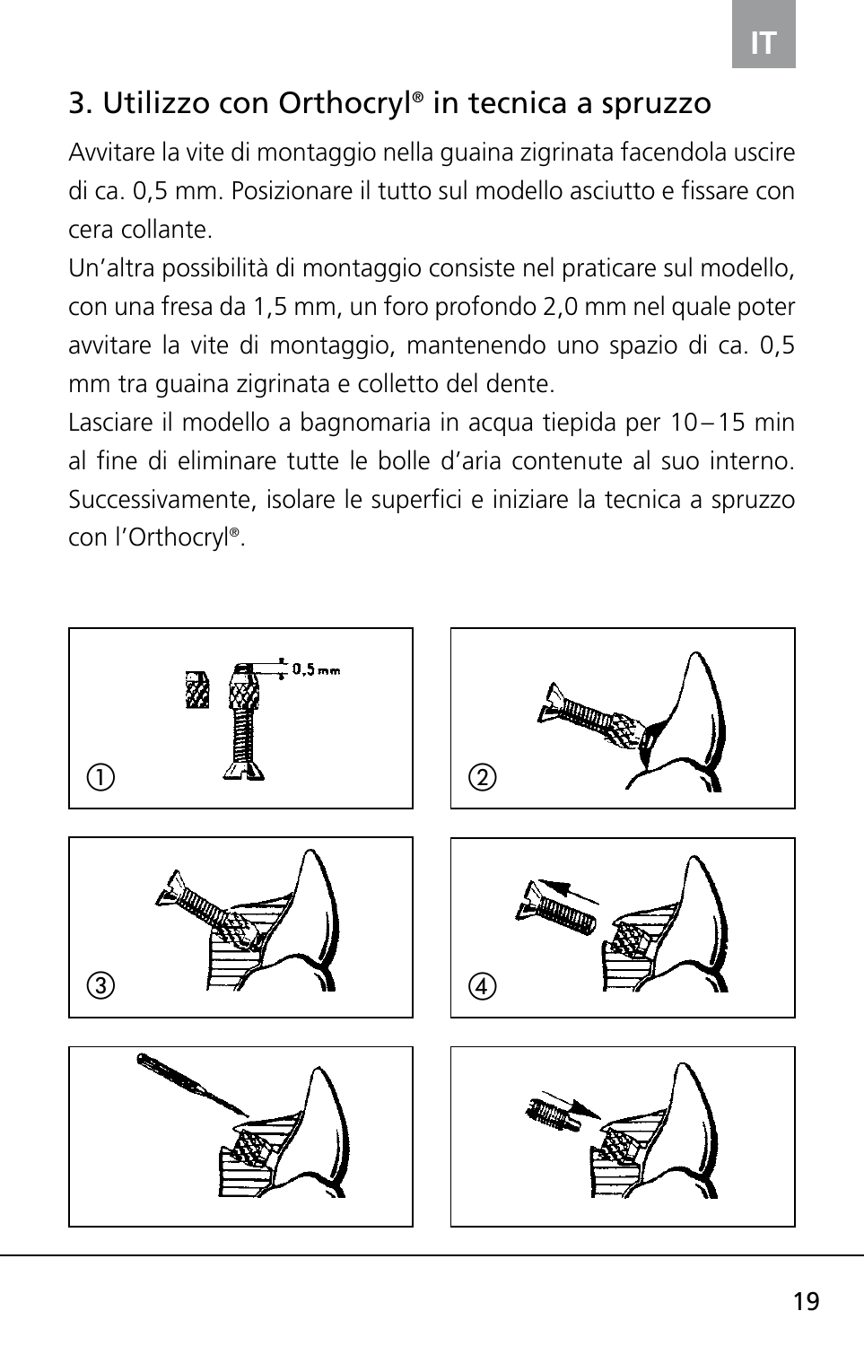## 3. Utilizzo con Orthocryl® in tecnica a spruzzo

Avvitare la vite di montaggio nella guaina zigrinata facendola uscire di ca. 0,5 mm. Posizionare il tutto sul modello asciutto e fissare con cera collante.

Un'altra possibilità di montaggio consiste nel praticare sul modello, con una fresa da 1,5 mm, un foro profondo 2,0 mm nel quale poter avvitare la vite di montaggio, mantenendo uno spazio di ca. 0,5 mm tra guaina zigrinata e colletto del dente.

Lasciare il modello a bagnomaria in acqua tiepida per 10 – 15 min al fine di eliminare tutte le bolle d'aria contenute al suo interno. Successivamente, isolare le superfici e iniziare la tecnica a spruzzo con l'Orthocryl®.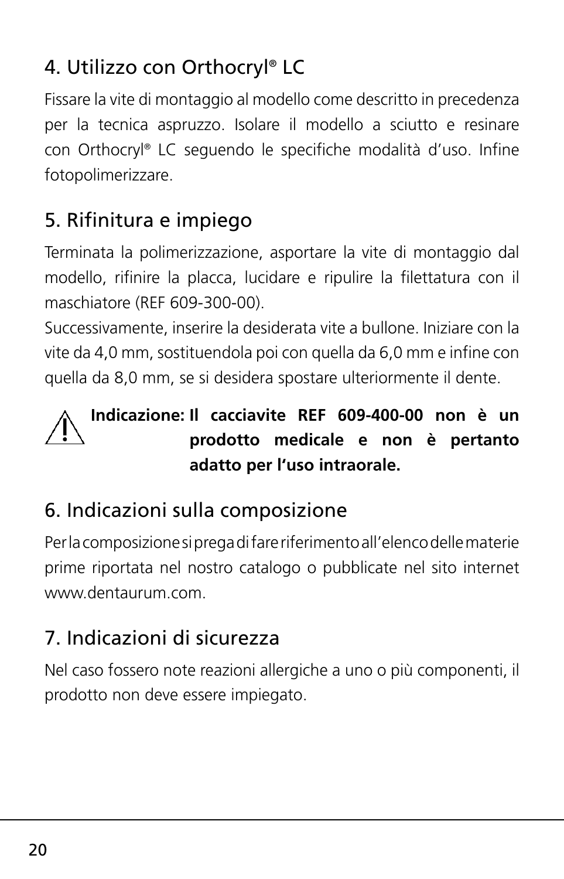## 4. Utilizzo con Orthocryl® LC

Fissare la vite di montaggio al modello come descritto in precedenza per la tecnica aspruzzo. Isolare il modello a sciutto e resinare con Orthocryl® LC seguendo le specifiche modalità d'uso. Infine fotopolimerizzare.

## 5. Rifinitura e impiego

Terminata la polimerizzazione, asportare la vite di montaggio dal modello, rifinire la placca, lucidare e ripulire la filettatura con il maschiatore (REF 609-300-00).

Successivamente, inserire la desiderata vite a bullone. Iniziare con la vite da 4,0 mm, sostituendola poi con quella da 6,0 mm e infine con quella da 8,0 mm, se si desidera spostare ulteriormente il dente.

⚠ **Indicazione: Il cacciavite REF 609-400-00 non è un prodotto medicale e non è pertanto adatto per l'uso intraorale.**

## 6. Indicazioni sulla composizione

Per la composizione si prega di fare riferimento all'elenco delle materie prime riportata nel nostro catalogo o pubblicate nel sito internet www.dentaurum.com.

## 7. Indicazioni di sicurezza

Nel caso fossero note reazioni allergiche a uno o più componenti, il prodotto non deve essere impiegato.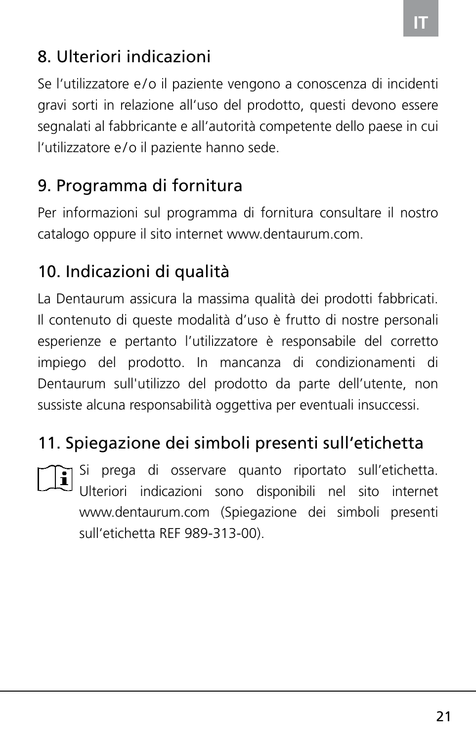## 8. Ulteriori indicazioni

Se l'utilizzatore e/o il paziente vengono a conoscenza di incidenti gravi sorti in relazione all'uso del prodotto, questi devono essere segnalati al fabbricante e all'autorità competente dello paese in cui l'utilizzatore e/o il paziente hanno sede.

## 9. Programma di fornitura

Per informazioni sul programma di fornitura consultare il nostro catalogo oppure il sito internet www.dentaurum.com.

## 10. Indicazioni di qualità

La Dentaurum assicura la massima qualità dei prodotti fabbricati. Il contenuto di queste modalità d'uso è frutto di nostre personali esperienze e pertanto l'utilizzatore è responsabile del corretto impiego del prodotto. In mancanza di condizionamenti di Dentaurum sull'utilizzo del prodotto da parte dell'utente, non sussiste alcuna responsabilità oggettiva per eventuali insuccessi.

## 11. Spiegazione dei simboli presenti sull'etichetta

Si prega di osservare quanto riportato sull'etichetta. Ulteriori indicazioni sono disponibili nel sito internet www.dentaurum.com (Spiegazione dei simboli presenti sull'etichetta REF 989-313-00).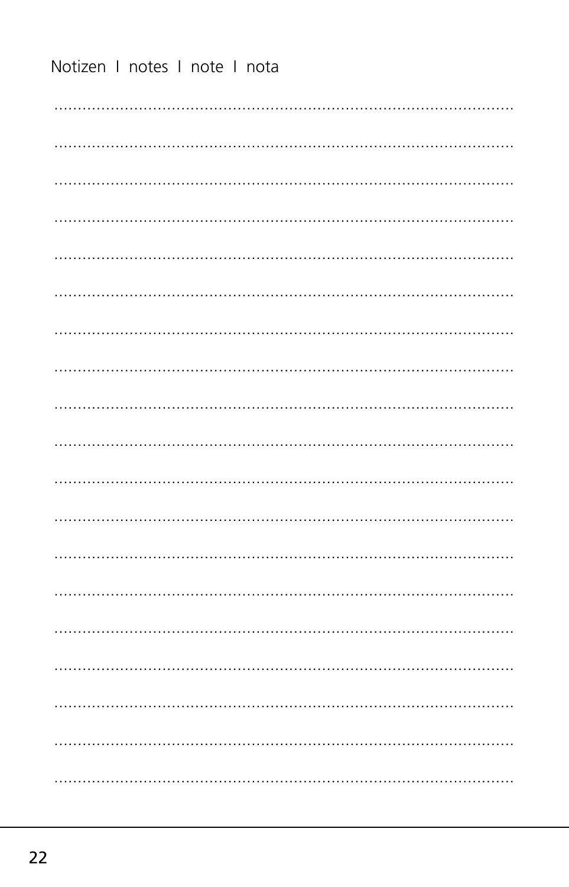Notizen I notes I note I nota

........................................................................................................

........................................................................................................

........................................................................................................

........................................................................................................

........................................................................................................

........................................................................................................

........................................................................................................

........................................................................................................

........................................................................................................

........................................................................................................

........................................................................................................

........................................................................................................

........................................................................................................

........................................................................................................

........................................................................................................

........................................................................................................

........................................................................................................

........................................................................................................

........................................................................................................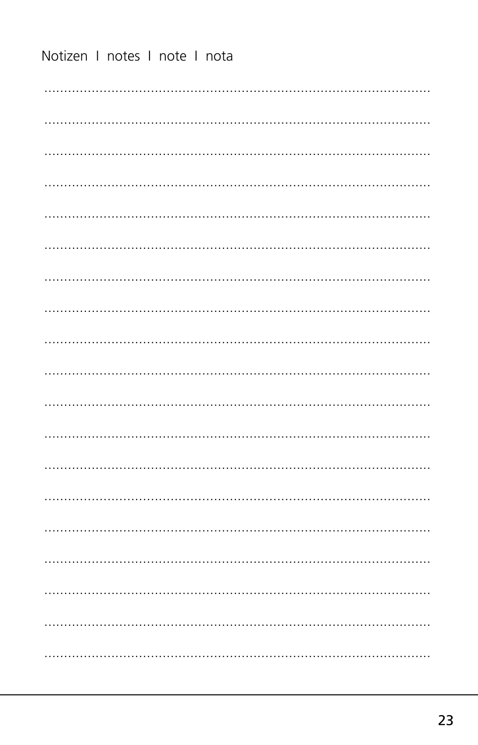Notizen I notes I note I nota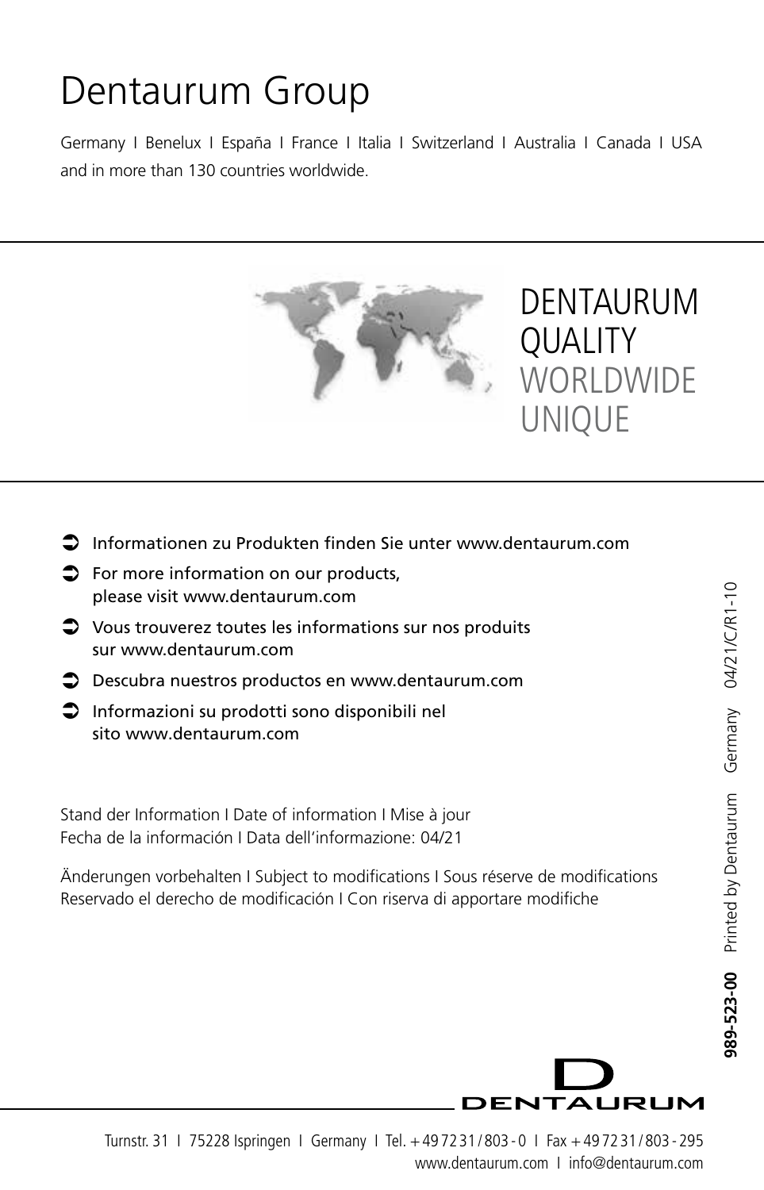# Dentaurum Group

Germany I Benelux I España I France I Italia I Switzerland I Australia I Canada I USA and in more than 130 countries worldwide.

DENTAURUM
QUALITY
WORLDWIDE
UNIQUE

- Informationen zu Produkten finden Sie unter www.dentaurum.com
- For more information on our products, please visit www.dentaurum.com
- Vous trouverez toutes les informations sur nos produits sur www.dentaurum.com
- Descubra nuestros productos en www.dentaurum.com
- Informazioni su prodotti sono disponibili nel sito www.dentaurum.com

Stand der Information I Date of information I Mise à jour
Fecha de la información I Data dell'informazione: 04/21

Änderungen vorbehalten I Subject to modifications I Sous réserve de modifications
Reservado el derecho de modificación I Con riserva di apportare modifiche

**989-523-00** Printed by Dentaurum Germany 04/21/C/R1-10

DENTAURUM

Turnstr. 31 I 75228 Ispringen I Germany I Tel. + 49 72 31 / 803 - 0 I Fax + 49 72 31 / 803 - 295
www.dentaurum.com I info@dentaurum.com